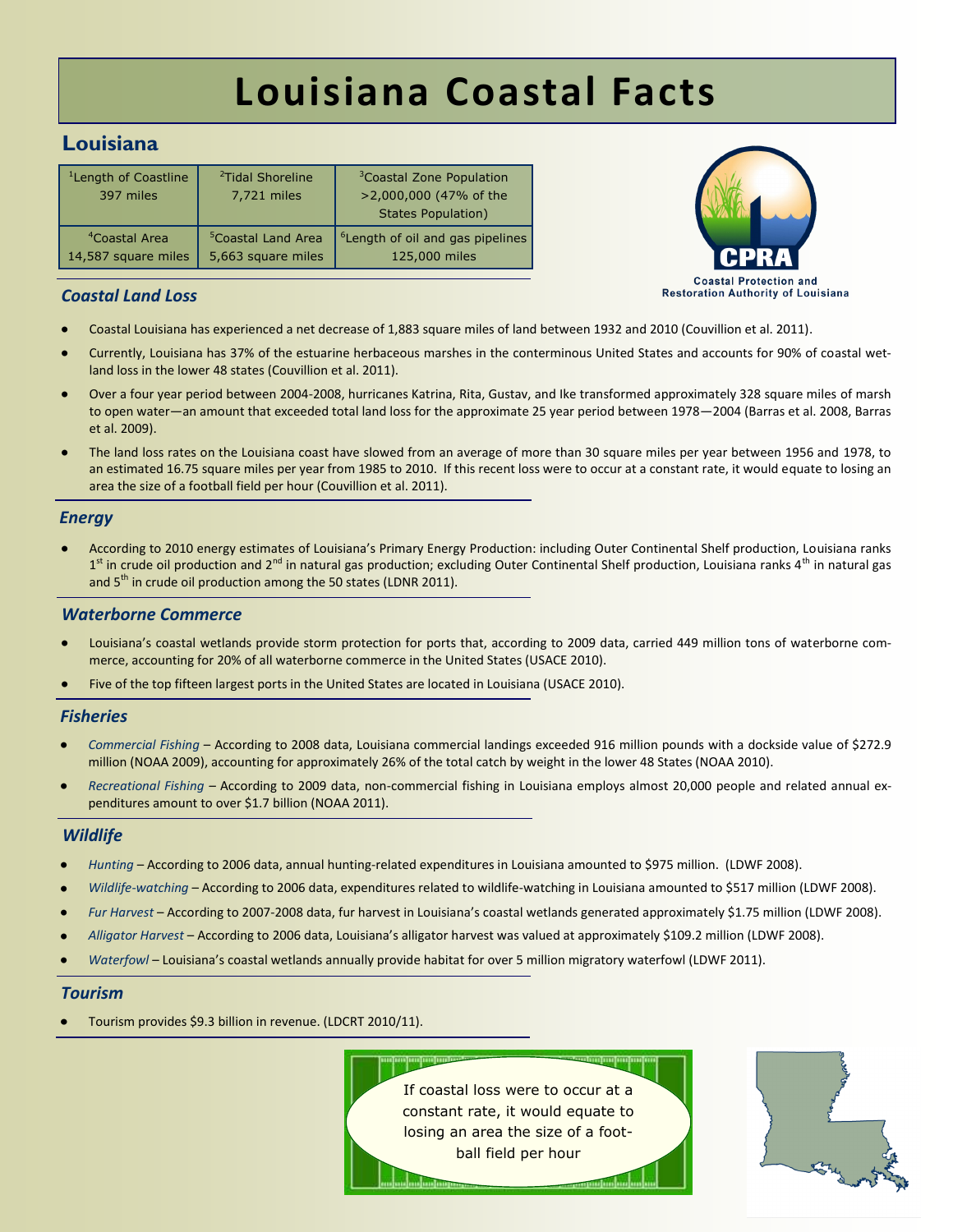# Louisiana Coastal Facts

## Louisiana

| [1]Length of Coastline 397 miles | [2]Tidal Shoreline 7,721 miles | [3]Coastal Zone Population >2,000,000 (47% of the States Population) |
|---|---|---|
| [4]Coastal Area 14,587 square miles | [5]Coastal Land Area 5,663 square miles | [6]Length of oil and gas pipelines 125,000 miles |

CPRA
Coastal Protection and Restoration Authority of Louisiana

### *Coastal Land Loss*

- Coastal Louisiana has experienced a net decrease of 1,883 square miles of land between 1932 and 2010 (Couvillion et al. 2011).
- Currently, Louisiana has 37% of the estuarine herbaceous marshes in the conterminous United States and accounts for 90% of coastal wetland loss in the lower 48 states (Couvillion et al. 2011).
- Over a four year period between 2004-2008, hurricanes Katrina, Rita, Gustav, and Ike transformed approximately 328 square miles of marsh to open water—an amount that exceeded total land loss for the approximate 25 year period between 1978—2004 (Barras et al. 2008, Barras et al. 2009).
- The land loss rates on the Louisiana coast have slowed from an average of more than 30 square miles per year between 1956 and 1978, to an estimated 16.75 square miles per year from 1985 to 2010. If this recent loss were to occur at a constant rate, it would equate to losing an area the size of a football field per hour (Couvillion et al. 2011).

### *Energy*

- According to 2010 energy estimates of Louisiana's Primary Energy Production: including Outer Continental Shelf production, Louisiana ranks 1st in crude oil production and 2nd in natural gas production; excluding Outer Continental Shelf production, Louisiana ranks 4th in natural gas and 5th in crude oil production among the 50 states (LDNR 2011).

### *Waterborne Commerce*

- Louisiana's coastal wetlands provide storm protection for ports that, according to 2009 data, carried 449 million tons of waterborne commerce, accounting for 20% of all waterborne commerce in the United States (USACE 2010).
- Five of the top fifteen largest ports in the United States are located in Louisiana (USACE 2010).

### *Fisheries*

- *Commercial Fishing* – According to 2008 data, Louisiana commercial landings exceeded 916 million pounds with a dockside value of $272.9 million (NOAA 2009), accounting for approximately 26% of the total catch by weight in the lower 48 States (NOAA 2010).
- *Recreational Fishing* – According to 2009 data, non-commercial fishing in Louisiana employs almost 20,000 people and related annual expenditures amount to over $1.7 billion (NOAA 2011).

### *Wildlife*

- *Hunting* – According to 2006 data, annual hunting-related expenditures in Louisiana amounted to $975 million. (LDWF 2008).
- *Wildlife-watching* – According to 2006 data, expenditures related to wildlife-watching in Louisiana amounted to $517 million (LDWF 2008).
- *Fur Harvest* – According to 2007-2008 data, fur harvest in Louisiana's coastal wetlands generated approximately $1.75 million (LDWF 2008).
- *Alligator Harvest* – According to 2006 data, Louisiana's alligator harvest was valued at approximately $109.2 million (LDWF 2008).
- *Waterfowl* – Louisiana's coastal wetlands annually provide habitat for over 5 million migratory waterfowl (LDWF 2011).

### *Tourism*

- Tourism provides $9.3 billion in revenue. (LDCRT 2010/11).

If coastal loss were to occur at a constant rate, it would equate to losing an area the size of a football field per hour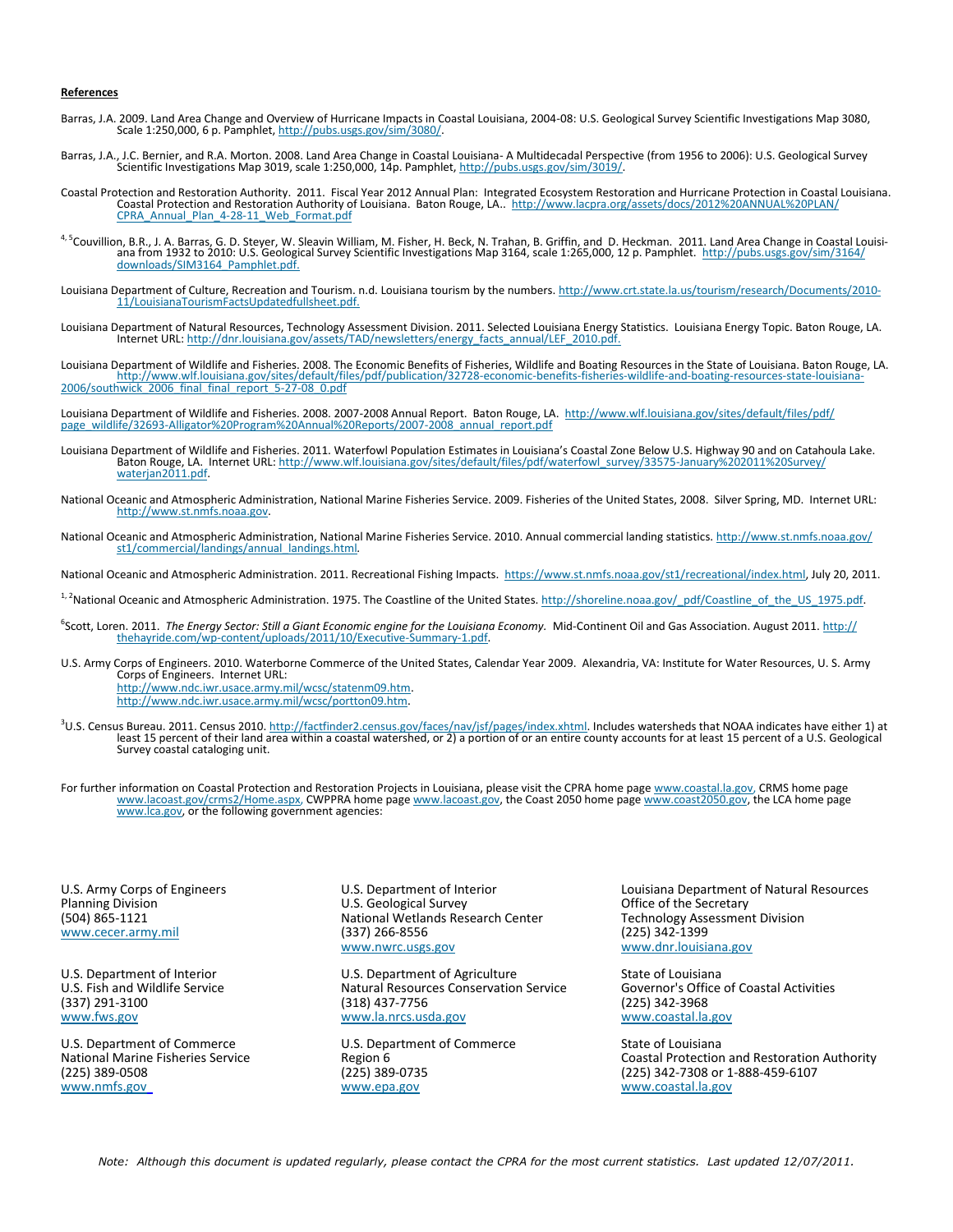**References**

Barras, J.A. 2009. Land Area Change and Overview of Hurricane Impacts in Coastal Louisiana, 2004-08: U.S. Geological Survey Scientific Investigations Map 3080, Scale 1:250,000, 6 p. Pamphlet, http://pubs.usgs.gov/sim/3080/.

Barras, J.A., J.C. Bernier, and R.A. Morton. 2008. Land Area Change in Coastal Louisiana- A Multidecadal Perspective (from 1956 to 2006): U.S. Geological Survey Scientific Investigations Map 3019, scale 1:250,000, 14p. Pamphlet, http://pubs.usgs.gov/sim/3019/.

Coastal Protection and Restoration Authority. 2011. Fiscal Year 2012 Annual Plan: Integrated Ecosystem Restoration and Hurricane Protection in Coastal Louisiana. Coastal Protection and Restoration Authority of Louisiana. Baton Rouge, LA.. http://www.lacpra.org/assets/docs/2012%20ANNUAL%20PLAN/CPRA_Annual_Plan_4-28-11_Web_Format.pdf

[4, 5]Couvillion, B.R., J. A. Barras, G. D. Steyer, W. Sleavin William, M. Fisher, H. Beck, N. Trahan, B. Griffin, and D. Heckman. 2011. Land Area Change in Coastal Louisiana from 1932 to 2010: U.S. Geological Survey Scientific Investigations Map 3164, scale 1:265,000, 12 p. Pamphlet. http://pubs.usgs.gov/sim/3164/downloads/SIM3164_Pamphlet.pdf.

Louisiana Department of Culture, Recreation and Tourism. n.d. Louisiana tourism by the numbers. http://www.crt.state.la.us/tourism/research/Documents/2010-11/LouisianaTourismFactsUpdatedfullsheet.pdf.

Louisiana Department of Natural Resources, Technology Assessment Division. 2011. Selected Louisiana Energy Statistics. Louisiana Energy Topic. Baton Rouge, LA. Internet URL: http://dnr.louisiana.gov/assets/TAD/newsletters/energy_facts_annual/LEF_2010.pdf.

Louisiana Department of Wildlife and Fisheries. 2008. The Economic Benefits of Fisheries, Wildlife and Boating Resources in the State of Louisiana. Baton Rouge, LA. http://www.wlf.louisiana.gov/sites/default/files/pdf/publication/32728-economic-benefits-fisheries-wildlife-and-boating-resources-state-louisiana-2006/southwick_2006_final_final_report_5-27-08_0.pdf

Louisiana Department of Wildlife and Fisheries. 2008. 2007-2008 Annual Report. Baton Rouge, LA. http://www.wlf.louisiana.gov/sites/default/files/pdf/page_wildlife/32693-Alligator%20Program%20Annual%20Reports/2007-2008_annual_report.pdf

Louisiana Department of Wildlife and Fisheries. 2011. Waterfowl Population Estimates in Louisiana's Coastal Zone Below U.S. Highway 90 and on Catahoula Lake. Baton Rouge, LA. Internet URL: http://www.wlf.louisiana.gov/sites/default/files/pdf/waterfowl_survey/33575-January%202011%20Survey/waterjan2011.pdf.

National Oceanic and Atmospheric Administration, National Marine Fisheries Service. 2009. Fisheries of the United States, 2008. Silver Spring, MD. Internet URL: http://www.st.nmfs.noaa.gov.

National Oceanic and Atmospheric Administration, National Marine Fisheries Service. 2010. Annual commercial landing statistics. http://www.st.nmfs.noaa.gov/st1/commercial/landings/annual_landings.html.

National Oceanic and Atmospheric Administration. 2011. Recreational Fishing Impacts. https://www.st.nmfs.noaa.gov/st1/recreational/index.html, July 20, 2011.

[1, 2]National Oceanic and Atmospheric Administration. 1975. The Coastline of the United States. http://shoreline.noaa.gov/_pdf/Coastline_of_the_US_1975.pdf.

[6]Scott, Loren. 2011. *The Energy Sector: Still a Giant Economic engine for the Louisiana Economy.* Mid-Continent Oil and Gas Association. August 2011. http://thehayride.com/wp-content/uploads/2011/10/Executive-Summary-1.pdf.

U.S. Army Corps of Engineers. 2010. Waterborne Commerce of the United States, Calendar Year 2009. Alexandria, VA: Institute for Water Resources, U. S. Army Corps of Engineers. Internet URL:
http://www.ndc.iwr.usace.army.mil/wcsc/statenm09.htm.
http://www.ndc.iwr.usace.army.mil/wcsc/portton09.htm.

[3]U.S. Census Bureau. 2011. Census 2010. http://factfinder2.census.gov/faces/nav/jsf/pages/index.xhtml. Includes watersheds that NOAA indicates have either 1) at least 15 percent of their land area within a coastal watershed, or 2) a portion of or an entire county accounts for at least 15 percent of a U.S. Geological Survey coastal cataloging unit.

For further information on Coastal Protection and Restoration Projects in Louisiana, please visit the CPRA home page www.coastal.la.gov, CRMS home page www.lacoast.gov/crms2/Home.aspx, CWPPRA home page www.lacoast.gov, the Coast 2050 home page www.coast2050.gov, the LCA home page www.lca.gov, or the following government agencies:

U.S. Army Corps of Engineers
Planning Division
(504) 865-1121
www.cecer.army.mil

U.S. Department of Interior
U.S. Fish and Wildlife Service
(337) 291-3100
www.fws.gov

U.S. Department of Commerce
National Marine Fisheries Service
(225) 389-0508
www.nmfs.gov

U.S. Department of Interior
U.S. Geological Survey
National Wetlands Research Center
(337) 266-8556
www.nwrc.usgs.gov

U.S. Department of Agriculture
Natural Resources Conservation Service
(318) 437-7756
www.la.nrcs.usda.gov

U.S. Department of Commerce
Region 6
(225) 389-0735
www.epa.gov

Louisiana Department of Natural Resources
Office of the Secretary
Technology Assessment Division
(225) 342-1399
www.dnr.louisiana.gov

State of Louisiana
Governor's Office of Coastal Activities
(225) 342-3968
www.coastal.la.gov

State of Louisiana
Coastal Protection and Restoration Authority
(225) 342-7308 or 1-888-459-6107
www.coastal.la.gov

*Note: Although this document is updated regularly, please contact the CPRA for the most current statistics. Last updated 12/07/2011.*